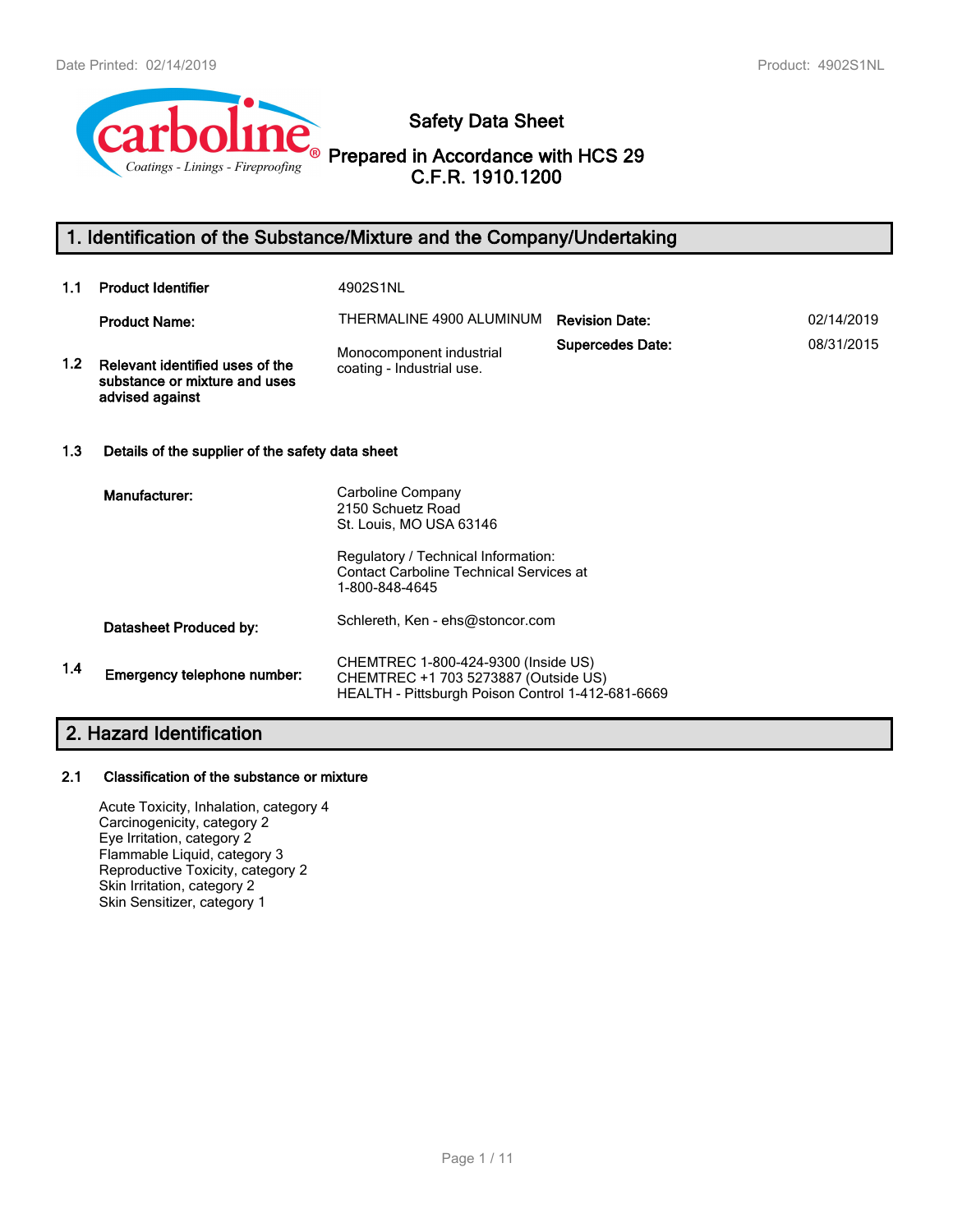# Safety Data Sheet

**Prepared in Accordance with HCS 29 C.F.R. 1910.1200**

## 1. Identification of the Substance/Mixture and the Company/Undertaking

| | | | | |
|---|---|---|---|---|
| 1.1 | **Product Identifier** | 4902S1NL | | |
| | **Product Name:** | THERMALINE 4900 ALUMINUM | **Revision Date:** | 02/14/2019 |
| 1.2 | **Relevant identified uses of the substance or mixture and uses advised against** | Monocomponent industrial coating - Industrial use. | **Supercedes Date:** | 08/31/2015 |

### 1.3 Details of the supplier of the safety data sheet

**Manufacturer:**

Carboline Company
2150 Schuetz Road
St. Louis, MO USA 63146

Regulatory / Technical Information:
Contact Carboline Technical Services at
1-800-848-4645

**Datasheet Produced by:** Schlereth, Ken - ehs@stoncor.com

### 1.4 Emergency telephone number:

CHEMTREC 1-800-424-9300 (Inside US)
CHEMTREC +1 703 5273887 (Outside US)
HEALTH - Pittsburgh Poison Control 1-412-681-6669

## 2. Hazard Identification

### 2.1 Classification of the substance or mixture

Acute Toxicity, Inhalation, category 4
Carcinogenicity, category 2
Eye Irritation, category 2
Flammable Liquid, category 3
Reproductive Toxicity, category 2
Skin Irritation, category 2
Skin Sensitizer, category 1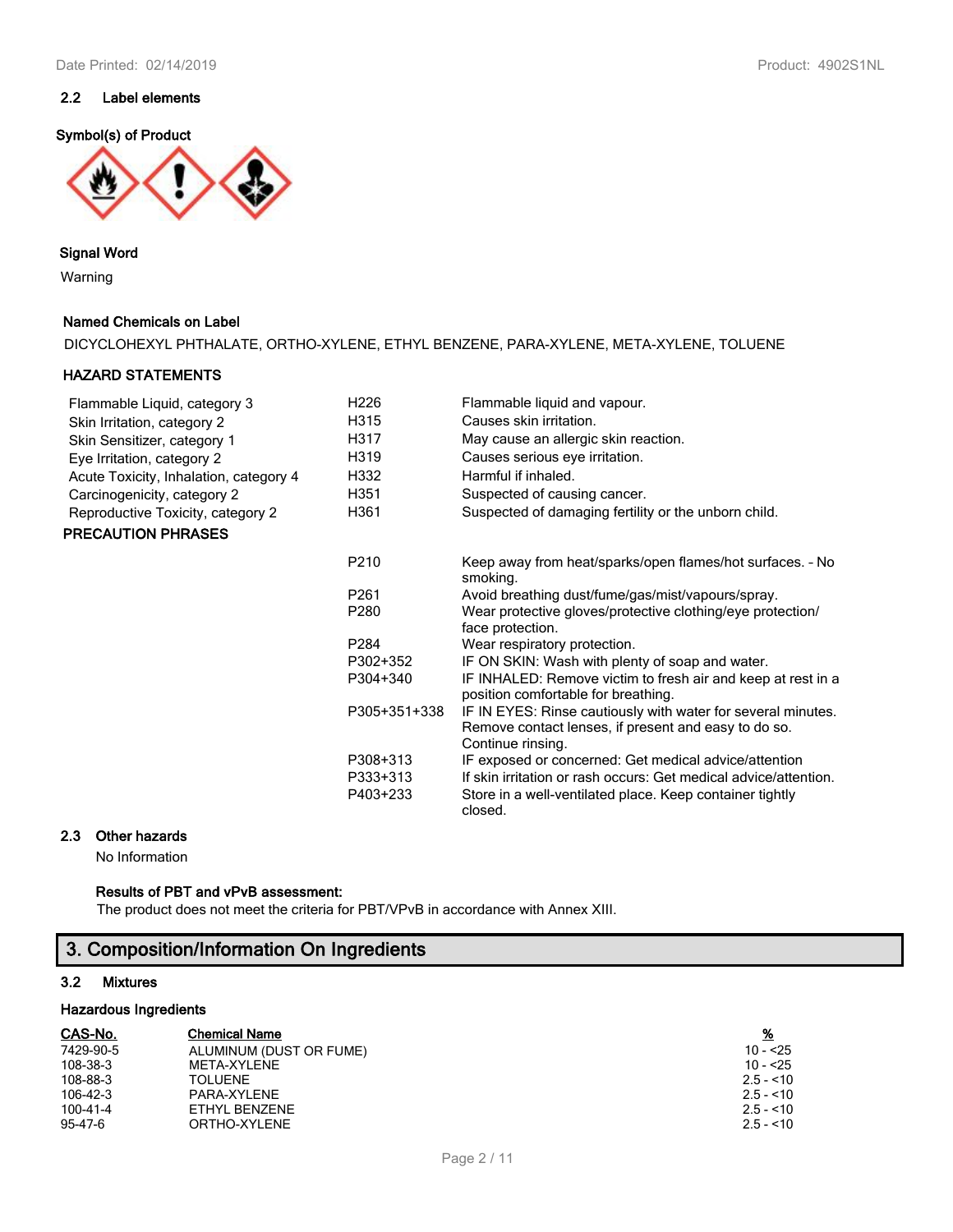## 2.2 Label elements

**Symbol(s) of Product**

**Signal Word**

Warning

**Named Chemicals on Label**

DICYCLOHEXYL PHTHALATE, ORTHO-XYLENE, ETHYL BENZENE, PARA-XYLENE, META-XYLENE, TOLUENE

**HAZARD STATEMENTS**

| | | |
|---|---|---|
| Flammable Liquid, category 3 | H226 | Flammable liquid and vapour. |
| Skin Irritation, category 2 | H315 | Causes skin irritation. |
| Skin Sensitizer, category 1 | H317 | May cause an allergic skin reaction. |
| Eye Irritation, category 2 | H319 | Causes serious eye irritation. |
| Acute Toxicity, Inhalation, category 4 | H332 | Harmful if inhaled. |
| Carcinogenicity, category 2 | H351 | Suspected of causing cancer. |
| Reproductive Toxicity, category 2 | H361 | Suspected of damaging fertility or the unborn child. |

**PRECAUTION PHRASES**

| | |
|---|---|
| P210 | Keep away from heat/sparks/open flames/hot surfaces. - No smoking. |
| P261 | Avoid breathing dust/fume/gas/mist/vapours/spray. |
| P280 | Wear protective gloves/protective clothing/eye protection/ face protection. |
| P284 | Wear respiratory protection. |
| P302+352 | IF ON SKIN: Wash with plenty of soap and water. |
| P304+340 | IF INHALED: Remove victim to fresh air and keep at rest in a position comfortable for breathing. |
| P305+351+338 | IF IN EYES: Rinse cautiously with water for several minutes. Remove contact lenses, if present and easy to do so. Continue rinsing. |
| P308+313 | IF exposed or concerned: Get medical advice/attention |
| P333+313 | If skin irritation or rash occurs: Get medical advice/attention. |
| P403+233 | Store in a well-ventilated place. Keep container tightly closed. |

## 2.3 Other hazards

No Information

**Results of PBT and vPvB assessment:**

The product does not meet the criteria for PBT/VPvB in accordance with Annex XIII.

# 3. Composition/Information On Ingredients

## 3.2 Mixtures

**Hazardous Ingredients**

| CAS-No. | Chemical Name | % |
|---|---|---|
| 7429-90-5 | ALUMINUM (DUST OR FUME) | 10 - <25 |
| 108-38-3 | META-XYLENE | 10 - <25 |
| 108-88-3 | TOLUENE | 2.5 - <10 |
| 106-42-3 | PARA-XYLENE | 2.5 - <10 |
| 100-41-4 | ETHYL BENZENE | 2.5 - <10 |
| 95-47-6 | ORTHO-XYLENE | 2.5 - <10 |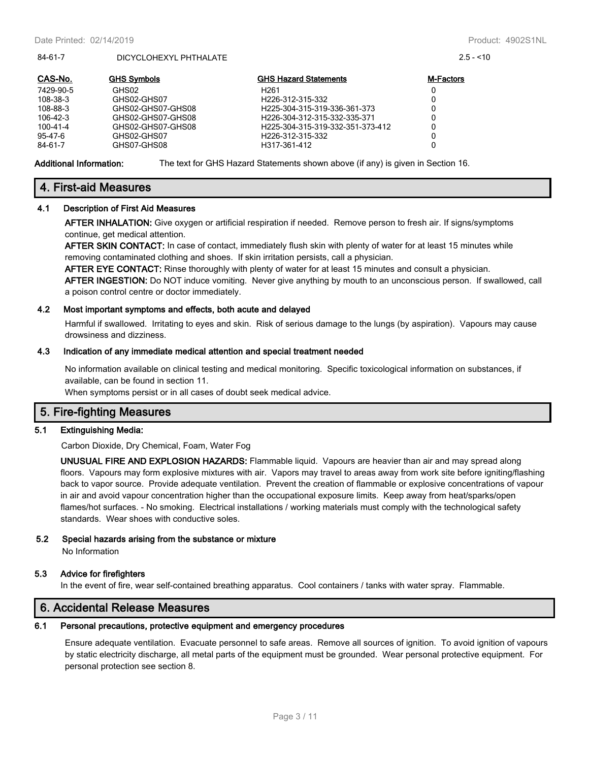| 84-61-7 | DICYCLOHEXYL PHTHALATE | 2.5 - <10 |
|---|---|---|

| CAS-No. | GHS Symbols | GHS Hazard Statements | M-Factors |
|---|---|---|---|
| 7429-90-5 | GHS02 | H261 | 0 |
| 108-38-3 | GHS02-GHS07 | H226-312-315-332 | 0 |
| 108-88-3 | GHS02-GHS07-GHS08 | H225-304-315-319-336-361-373 | 0 |
| 106-42-3 | GHS02-GHS07-GHS08 | H226-304-312-315-332-335-371 | 0 |
| 100-41-4 | GHS02-GHS07-GHS08 | H225-304-315-319-332-351-373-412 | 0 |
| 95-47-6 | GHS02-GHS07 | H226-312-315-332 | 0 |
| 84-61-7 | GHS07-GHS08 | H317-361-412 | 0 |

**Additional Information:** The text for GHS Hazard Statements shown above (if any) is given in Section 16.

## 4. First-aid Measures

### 4.1 Description of First Aid Measures

**AFTER INHALATION:** Give oxygen or artificial respiration if needed. Remove person to fresh air. If signs/symptoms continue, get medical attention.

**AFTER SKIN CONTACT:** In case of contact, immediately flush skin with plenty of water for at least 15 minutes while removing contaminated clothing and shoes. If skin irritation persists, call a physician.

**AFTER EYE CONTACT:** Rinse thoroughly with plenty of water for at least 15 minutes and consult a physician.

**AFTER INGESTION:** Do NOT induce vomiting. Never give anything by mouth to an unconscious person. If swallowed, call a poison control centre or doctor immediately.

### 4.2 Most important symptoms and effects, both acute and delayed

Harmful if swallowed. Irritating to eyes and skin. Risk of serious damage to the lungs (by aspiration). Vapours may cause drowsiness and dizziness.

### 4.3 Indication of any immediate medical attention and special treatment needed

No information available on clinical testing and medical monitoring. Specific toxicological information on substances, if available, can be found in section 11.

When symptoms persist or in all cases of doubt seek medical advice.

## 5. Fire-fighting Measures

### 5.1 Extinguishing Media:

Carbon Dioxide, Dry Chemical, Foam, Water Fog

**UNUSUAL FIRE AND EXPLOSION HAZARDS:** Flammable liquid. Vapours are heavier than air and may spread along floors. Vapours may form explosive mixtures with air. Vapors may travel to areas away from work site before igniting/flashing back to vapor source. Provide adequate ventilation. Prevent the creation of flammable or explosive concentrations of vapour in air and avoid vapour concentration higher than the occupational exposure limits. Keep away from heat/sparks/open flames/hot surfaces. - No smoking. Electrical installations / working materials must comply with the technological safety standards. Wear shoes with conductive soles.

### 5.2 Special hazards arising from the substance or mixture

No Information

### 5.3 Advice for firefighters

In the event of fire, wear self-contained breathing apparatus. Cool containers / tanks with water spray. Flammable.

## 6. Accidental Release Measures

### 6.1 Personal precautions, protective equipment and emergency procedures

Ensure adequate ventilation. Evacuate personnel to safe areas. Remove all sources of ignition. To avoid ignition of vapours by static electricity discharge, all metal parts of the equipment must be grounded. Wear personal protective equipment. For personal protection see section 8.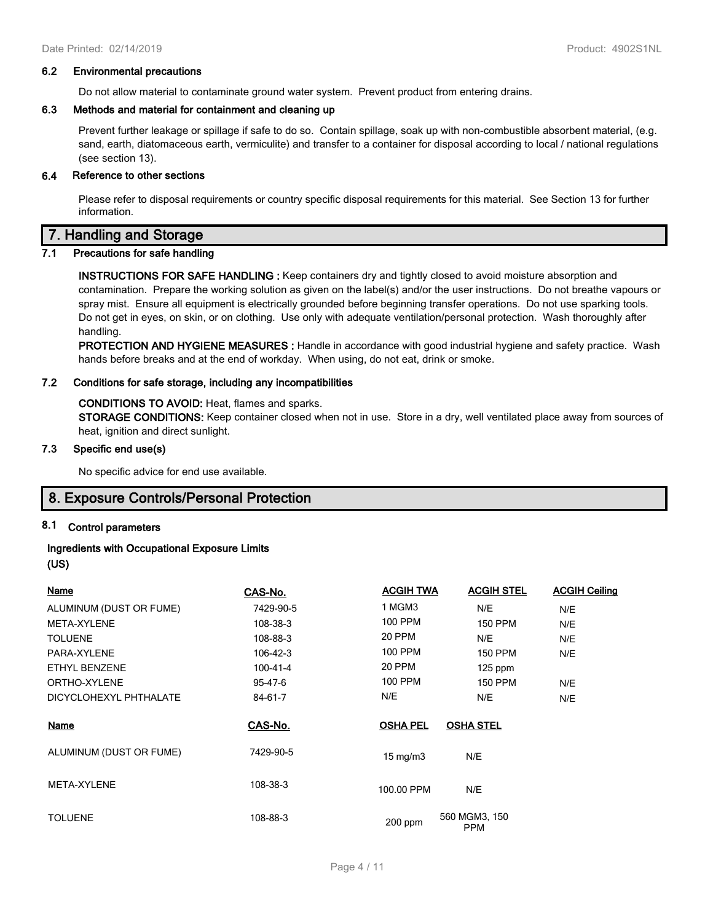### 6.2 Environmental precautions

Do not allow material to contaminate ground water system. Prevent product from entering drains.

### 6.3 Methods and material for containment and cleaning up

Prevent further leakage or spillage if safe to do so. Contain spillage, soak up with non-combustible absorbent material, (e.g. sand, earth, diatomaceous earth, vermiculite) and transfer to a container for disposal according to local / national regulations (see section 13).

### 6.4 Reference to other sections

Please refer to disposal requirements or country specific disposal requirements for this material. See Section 13 for further information.

## 7. Handling and Storage

### 7.1 Precautions for safe handling

**INSTRUCTIONS FOR SAFE HANDLING :** Keep containers dry and tightly closed to avoid moisture absorption and contamination. Prepare the working solution as given on the label(s) and/or the user instructions. Do not breathe vapours or spray mist. Ensure all equipment is electrically grounded before beginning transfer operations. Do not use sparking tools. Do not get in eyes, on skin, or on clothing. Use only with adequate ventilation/personal protection. Wash thoroughly after handling.

**PROTECTION AND HYGIENE MEASURES :** Handle in accordance with good industrial hygiene and safety practice. Wash hands before breaks and at the end of workday. When using, do not eat, drink or smoke.

### 7.2 Conditions for safe storage, including any incompatibilities

**CONDITIONS TO AVOID:** Heat, flames and sparks.

**STORAGE CONDITIONS:** Keep container closed when not in use. Store in a dry, well ventilated place away from sources of heat, ignition and direct sunlight.

### 7.3 Specific end use(s)

No specific advice for end use available.

## 8. Exposure Controls/Personal Protection

### 8.1 Control parameters

**Ingredients with Occupational Exposure Limits (US)**

| Name | CAS-No. | ACGIH TWA | ACGIH STEL | ACGIH Ceiling |
|---|---|---|---|---|
| ALUMINUM (DUST OR FUME) | 7429-90-5 | 1 MGM3 | N/E | N/E |
| META-XYLENE | 108-38-3 | 100 PPM | 150 PPM | N/E |
| TOLUENE | 108-88-3 | 20 PPM | N/E | N/E |
| PARA-XYLENE | 106-42-3 | 100 PPM | 150 PPM | N/E |
| ETHYL BENZENE | 100-41-4 | 20 PPM | 125 ppm | |
| ORTHO-XYLENE | 95-47-6 | 100 PPM | 150 PPM | N/E |
| DICYCLOHEXYL PHTHALATE | 84-61-7 | N/E | N/E | N/E |

| Name | CAS-No. | OSHA PEL | OSHA STEL |
|---|---|---|---|
| ALUMINUM (DUST OR FUME) | 7429-90-5 | 15 mg/m3 | N/E |
| META-XYLENE | 108-38-3 | 100.00 PPM | N/E |
| TOLUENE | 108-88-3 | 200 ppm | 560 MGM3, 150 PPM |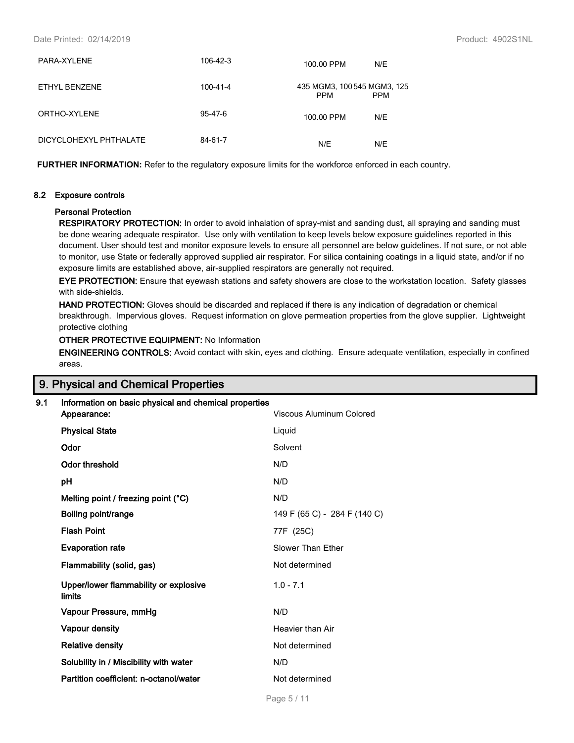| | | | |
|---|---|---|---|
| PARA-XYLENE | 106-42-3 | 100.00 PPM | N/E |
| ETHYL BENZENE | 100-41-4 | 435 MGM3, 100 PPM | 545 MGM3, 125 PPM |
| ORTHO-XYLENE | 95-47-6 | 100.00 PPM | N/E |
| DICYCLOHEXYL PHTHALATE | 84-61-7 | N/E | N/E |

**FURTHER INFORMATION:** Refer to the regulatory exposure limits for the workforce enforced in each country.

### 8.2 Exposure controls

**Personal Protection**

**RESPIRATORY PROTECTION:** In order to avoid inhalation of spray-mist and sanding dust, all spraying and sanding must be done wearing adequate respirator. Use only with ventilation to keep levels below exposure guidelines reported in this document. User should test and monitor exposure levels to ensure all personnel are below guidelines. If not sure, or not able to monitor, use State or federally approved supplied air respirator. For silica containing coatings in a liquid state, and/or if no exposure limits are established above, air-supplied respirators are generally not required.

**EYE PROTECTION:** Ensure that eyewash stations and safety showers are close to the workstation location. Safety glasses with side-shields.

**HAND PROTECTION:** Gloves should be discarded and replaced if there is any indication of degradation or chemical breakthrough. Impervious gloves. Request information on glove permeation properties from the glove supplier. Lightweight protective clothing

**OTHER PROTECTIVE EQUIPMENT:** No Information

**ENGINEERING CONTROLS:** Avoid contact with skin, eyes and clothing. Ensure adequate ventilation, especially in confined areas.

## 9. Physical and Chemical Properties

### 9.1 Information on basic physical and chemical properties

| | |
|---|---|
| **Appearance:** | Viscous Aluminum Colored |
| **Physical State** | Liquid |
| **Odor** | Solvent |
| **Odor threshold** | N/D |
| **pH** | N/D |
| **Melting point / freezing point (°C)** | N/D |
| **Boiling point/range** | 149 F (65 C) - 284 F (140 C) |
| **Flash Point** | 77F (25C) |
| **Evaporation rate** | Slower Than Ether |
| **Flammability (solid, gas)** | Not determined |
| **Upper/lower flammability or explosive limits** | 1.0 - 7.1 |
| **Vapour Pressure, mmHg** | N/D |
| **Vapour density** | Heavier than Air |
| **Relative density** | Not determined |
| **Solubility in / Miscibility with water** | N/D |
| **Partition coefficient: n-octanol/water** | Not determined |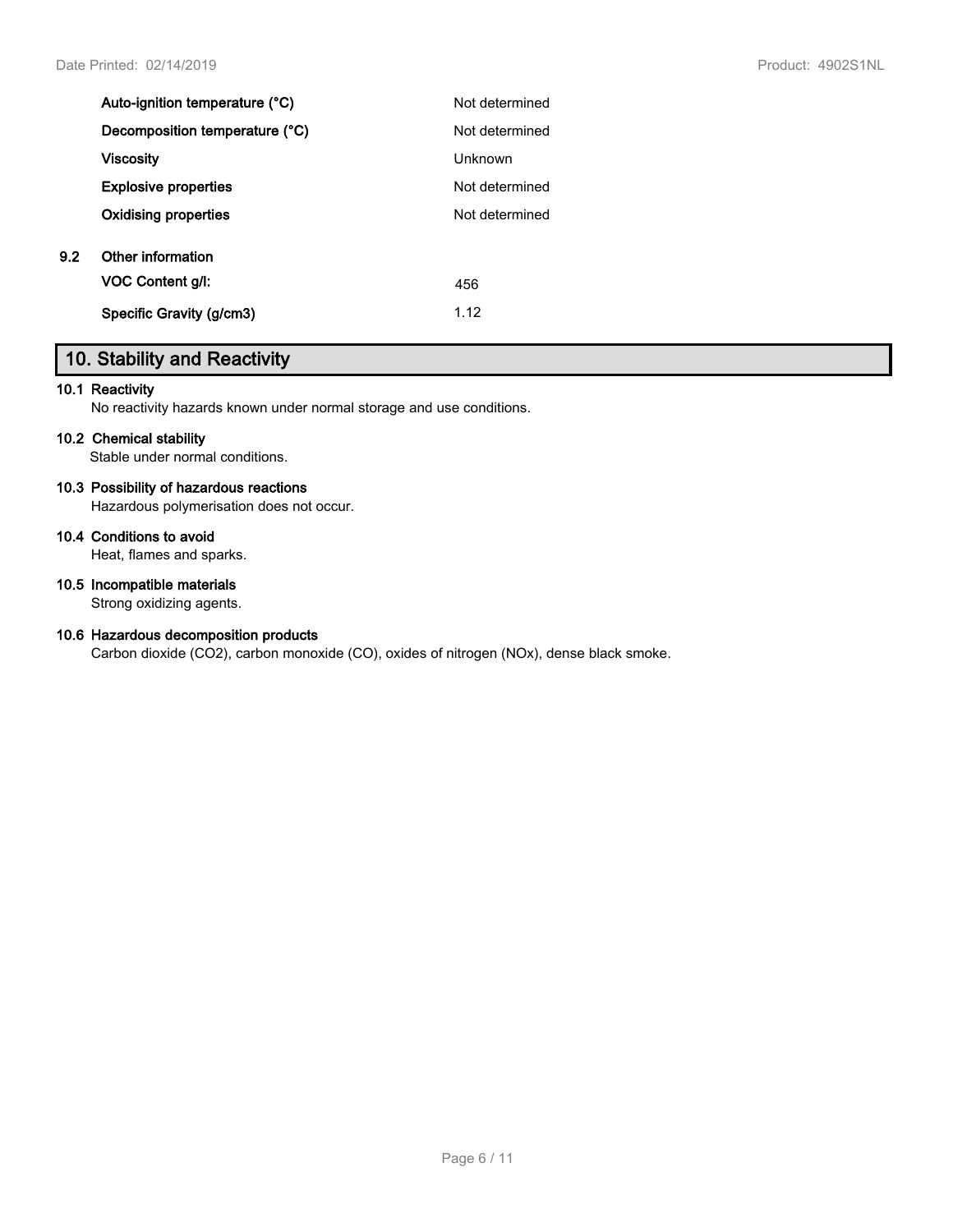| | |
|---|---|
| **Auto-ignition temperature (°C)** | Not determined |
| **Decomposition temperature (°C)** | Not determined |
| **Viscosity** | Unknown |
| **Explosive properties** | Not determined |
| **Oxidising properties** | Not determined |

**9.2 Other information**

| | |
|---|---|
| **VOC Content g/l:** | 456 |
| **Specific Gravity (g/cm3)** | 1.12 |

## 10. Stability and Reactivity

**10.1 Reactivity**

No reactivity hazards known under normal storage and use conditions.

**10.2 Chemical stability**

Stable under normal conditions.

**10.3 Possibility of hazardous reactions**

Hazardous polymerisation does not occur.

**10.4 Conditions to avoid**

Heat, flames and sparks.

**10.5 Incompatible materials**

Strong oxidizing agents.

**10.6 Hazardous decomposition products**

Carbon dioxide ($CO_2$), carbon monoxide (CO), oxides of nitrogen ($NO_x$), dense black smoke.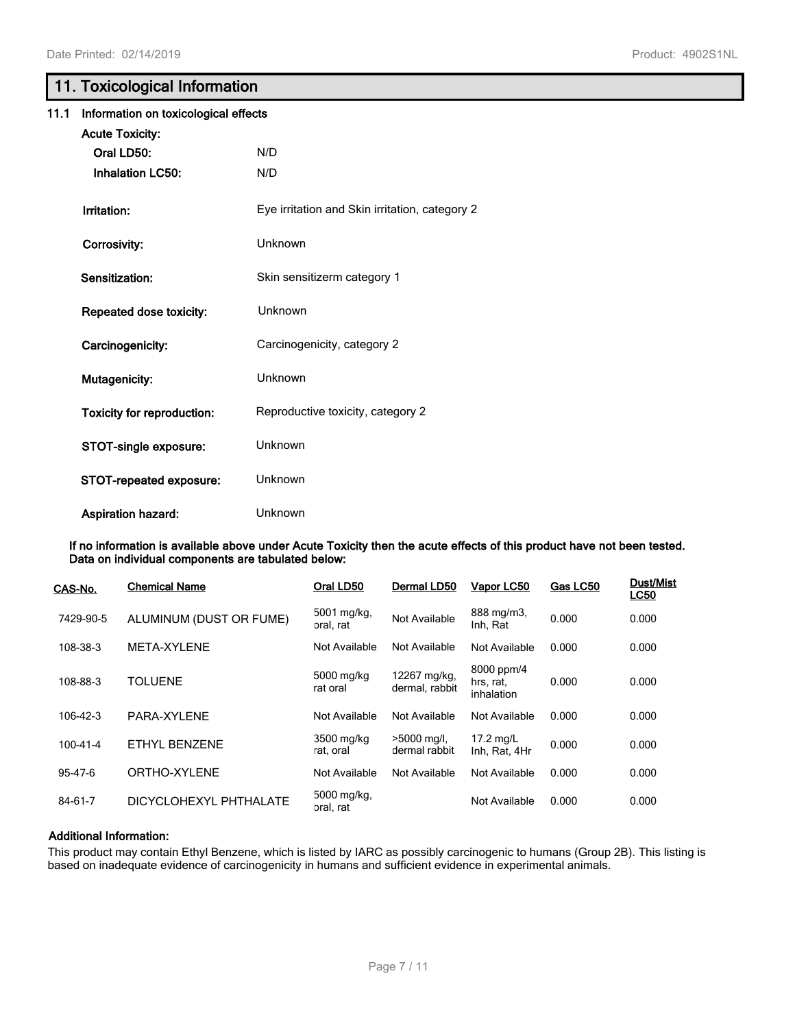## 11. Toxicological Information

### 11.1 Information on toxicological effects

**Acute Toxicity:**

| | |
|---|---|
| **Oral LD50:** | N/D |
| **Inhalation LC50:** | N/D |
| **Irritation:** | Eye irritation and Skin irritation, category 2 |
| **Corrosivity:** | Unknown |
| **Sensitization:** | Skin sensitizerm category 1 |
| **Repeated dose toxicity:** | Unknown |
| **Carcinogenicity:** | Carcinogenicity, category 2 |
| **Mutagenicity:** | Unknown |
| **Toxicity for reproduction:** | Reproductive toxicity, category 2 |
| **STOT-single exposure:** | Unknown |
| **STOT-repeated exposure:** | Unknown |
| **Aspiration hazard:** | Unknown |

**If no information is available above under Acute Toxicity then the acute effects of this product have not been tested. Data on individual components are tabulated below:**

| CAS-No. | Chemical Name | Oral LD50 | Dermal LD50 | Vapor LC50 | Gas LC50 | Dust/Mist LC50 |
|---|---|---|---|---|---|---|
| 7429-90-5 | ALUMINUM (DUST OR FUME) | 5001 mg/kg, oral, rat | Not Available | 888 mg/m3, Inh, Rat | 0.000 | 0.000 |
| 108-38-3 | META-XYLENE | Not Available | Not Available | Not Available | 0.000 | 0.000 |
| 108-88-3 | TOLUENE | 5000 mg/kg rat oral | 12267 mg/kg, dermal, rabbit | 8000 ppm/4 hrs, rat, inhalation | 0.000 | 0.000 |
| 106-42-3 | PARA-XYLENE | Not Available | Not Available | Not Available | 0.000 | 0.000 |
| 100-41-4 | ETHYL BENZENE | 3500 mg/kg rat, oral | >5000 mg/l, dermal rabbit | 17.2 mg/L Inh, Rat, 4Hr | 0.000 | 0.000 |
| 95-47-6 | ORTHO-XYLENE | Not Available | Not Available | Not Available | 0.000 | 0.000 |
| 84-61-7 | DICYCLOHEXYL PHTHALATE | 5000 mg/kg, oral, rat | | Not Available | 0.000 | 0.000 |

**Additional Information:**

This product may contain Ethyl Benzene, which is listed by IARC as possibly carcinogenic to humans (Group 2B). This listing is based on inadequate evidence of carcinogenicity in humans and sufficient evidence in experimental animals.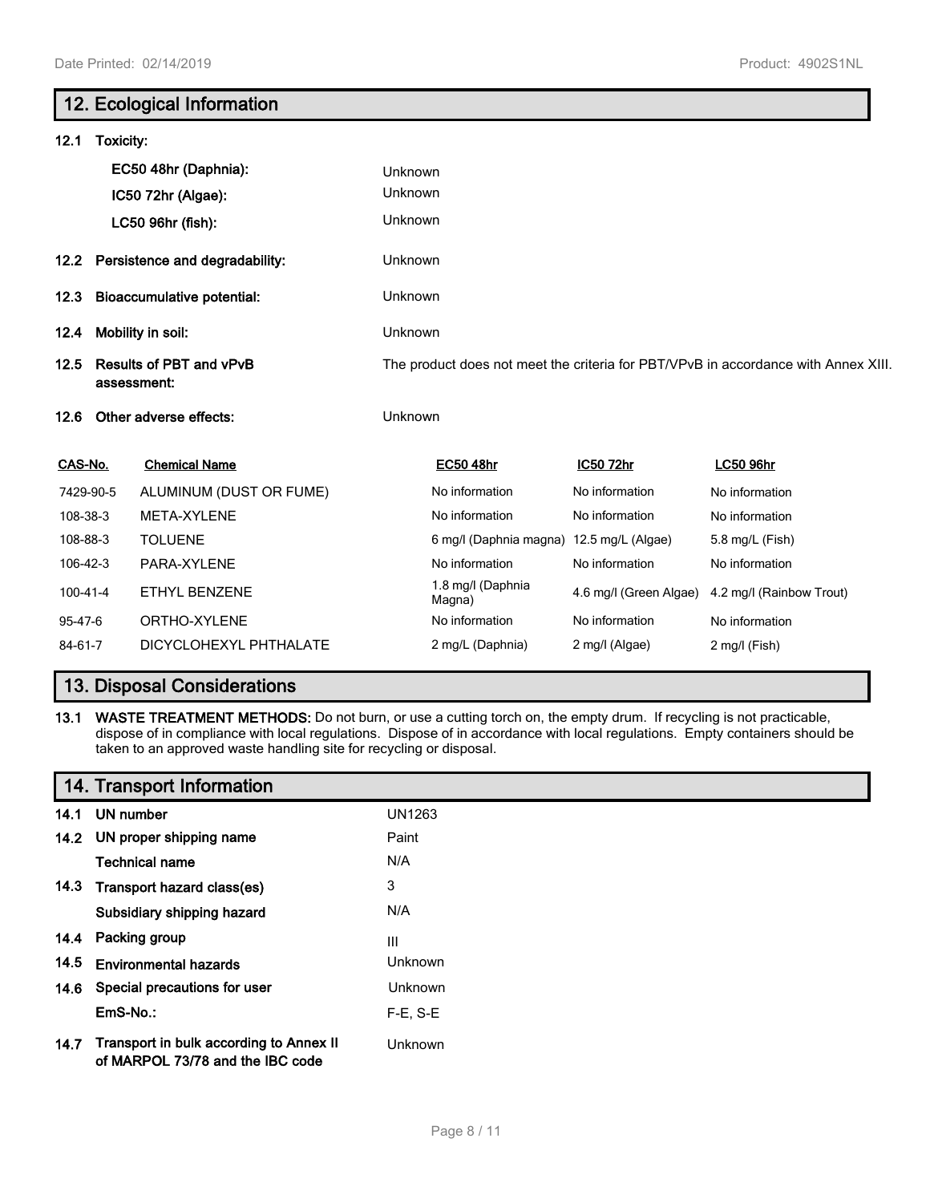## 12. Ecological Information

**12.1 Toxicity:**

| | |
|---|---|
| **EC50 48hr (Daphnia):** | Unknown |
| **IC50 72hr (Algae):** | Unknown |
| **LC50 96hr (fish):** | Unknown |

| | |
|---|---|
| **12.2 Persistence and degradability:** | Unknown |
| **12.3 Bioaccumulative potential:** | Unknown |
| **12.4 Mobility in soil:** | Unknown |
| **12.5 Results of PBT and vPvB assessment:** | The product does not meet the criteria for PBT/VPvB in accordance with Annex XIII. |
| **12.6 Other adverse effects:** | Unknown |

| CAS-No. | Chemical Name | EC50 48hr | IC50 72hr | LC50 96hr |
|---|---|---|---|---|
| 7429-90-5 | ALUMINUM (DUST OR FUME) | No information | No information | No information |
| 108-38-3 | META-XYLENE | No information | No information | No information |
| 108-88-3 | TOLUENE | 6 mg/l (Daphnia magna) | 12.5 mg/L (Algae) | 5.8 mg/L (Fish) |
| 106-42-3 | PARA-XYLENE | No information | No information | No information |
| 100-41-4 | ETHYL BENZENE | 1.8 mg/l (Daphnia Magna) | 4.6 mg/l (Green Algae) | 4.2 mg/l (Rainbow Trout) |
| 95-47-6 | ORTHO-XYLENE | No information | No information | No information |
| 84-61-7 | DICYCLOHEXYL PHTHALATE | 2 mg/L (Daphnia) | 2 mg/l (Algae) | 2 mg/l (Fish) |

## 13. Disposal Considerations

**13.1 WASTE TREATMENT METHODS:** Do not burn, or use a cutting torch on, the empty drum. If recycling is not practicable, dispose of in compliance with local regulations. Dispose of in accordance with local regulations. Empty containers should be taken to an approved waste handling site for recycling or disposal.

## 14. Transport Information

| | |
|---|---|
| **14.1 UN number** | UN1263 |
| **14.2 UN proper shipping name** | Paint |
| **Technical name** | N/A |
| **14.3 Transport hazard class(es)** | 3 |
| **Subsidiary shipping hazard** | N/A |
| **14.4 Packing group** | III |
| **14.5 Environmental hazards** | Unknown |
| **14.6 Special precautions for user** | Unknown |
| **EmS-No.:** | F-E, S-E |
| **14.7 Transport in bulk according to Annex II of MARPOL 73/78 and the IBC code** | Unknown |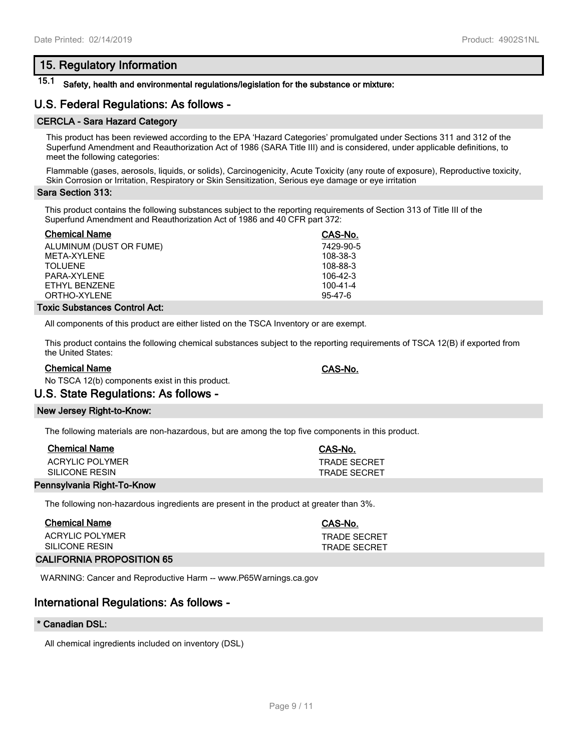## 15. Regulatory Information

**15.1 Safety, health and environmental regulations/legislation for the substance or mixture:**

### U.S. Federal Regulations: As follows -

#### CERCLA - Sara Hazard Category

This product has been reviewed according to the EPA 'Hazard Categories' promulgated under Sections 311 and 312 of the Superfund Amendment and Reauthorization Act of 1986 (SARA Title III) and is considered, under applicable definitions, to meet the following categories:

Flammable (gases, aerosols, liquids, or solids), Carcinogenicity, Acute Toxicity (any route of exposure), Reproductive toxicity, Skin Corrosion or Irritation, Respiratory or Skin Sensitization, Serious eye damage or eye irritation

#### Sara Section 313:

This product contains the following substances subject to the reporting requirements of Section 313 of Title III of the Superfund Amendment and Reauthorization Act of 1986 and 40 CFR part 372:

| Chemical Name | CAS-No. |
|---|---|
| ALUMINUM (DUST OR FUME) | 7429-90-5 |
| META-XYLENE | 108-38-3 |
| TOLUENE | 108-88-3 |
| PARA-XYLENE | 106-42-3 |
| ETHYL BENZENE | 100-41-4 |
| ORTHO-XYLENE | 95-47-6 |

#### Toxic Substances Control Act:

All components of this product are either listed on the TSCA Inventory or are exempt.

This product contains the following chemical substances subject to the reporting requirements of TSCA 12(B) if exported from the United States:

| Chemical Name | CAS-No. |
|---|---|

No TSCA 12(b) components exist in this product.

### U.S. State Regulations: As follows -

#### New Jersey Right-to-Know:

The following materials are non-hazardous, but are among the top five components in this product.

| Chemical Name | CAS-No. |
|---|---|
| ACRYLIC POLYMER | TRADE SECRET |
| SILICONE RESIN | TRADE SECRET |

#### Pennsylvania Right-To-Know

The following non-hazardous ingredients are present in the product at greater than 3%.

| Chemical Name | CAS-No. |
|---|---|
| ACRYLIC POLYMER | TRADE SECRET |
| SILICONE RESIN | TRADE SECRET |

#### CALIFORNIA PROPOSITION 65

WARNING: Cancer and Reproductive Harm -- www.P65Warnings.ca.gov

### International Regulations: As follows -

#### * Canadian DSL:

All chemical ingredients included on inventory (DSL)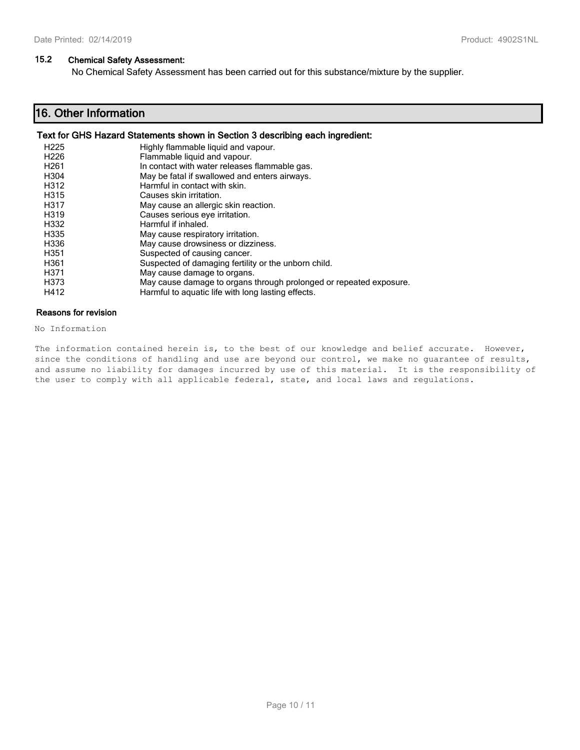### 15.2 Chemical Safety Assessment:

No Chemical Safety Assessment has been carried out for this substance/mixture by the supplier.

## 16. Other Information

**Text for GHS Hazard Statements shown in Section 3 describing each ingredient:**

| | |
|---|---|
| H225 | Highly flammable liquid and vapour. |
| H226 | Flammable liquid and vapour. |
| H261 | In contact with water releases flammable gas. |
| H304 | May be fatal if swallowed and enters airways. |
| H312 | Harmful in contact with skin. |
| H315 | Causes skin irritation. |
| H317 | May cause an allergic skin reaction. |
| H319 | Causes serious eye irritation. |
| H332 | Harmful if inhaled. |
| H335 | May cause respiratory irritation. |
| H336 | May cause drowsiness or dizziness. |
| H351 | Suspected of causing cancer. |
| H361 | Suspected of damaging fertility or the unborn child. |
| H371 | May cause damage to organs. |
| H373 | May cause damage to organs through prolonged or repeated exposure. |
| H412 | Harmful to aquatic life with long lasting effects. |

**Reasons for revision**

No Information

The information contained herein is, to the best of our knowledge and belief accurate. However, since the conditions of handling and use are beyond our control, we make no guarantee of results, and assume no liability for damages incurred by use of this material. It is the responsibility of the user to comply with all applicable federal, state, and local laws and regulations.